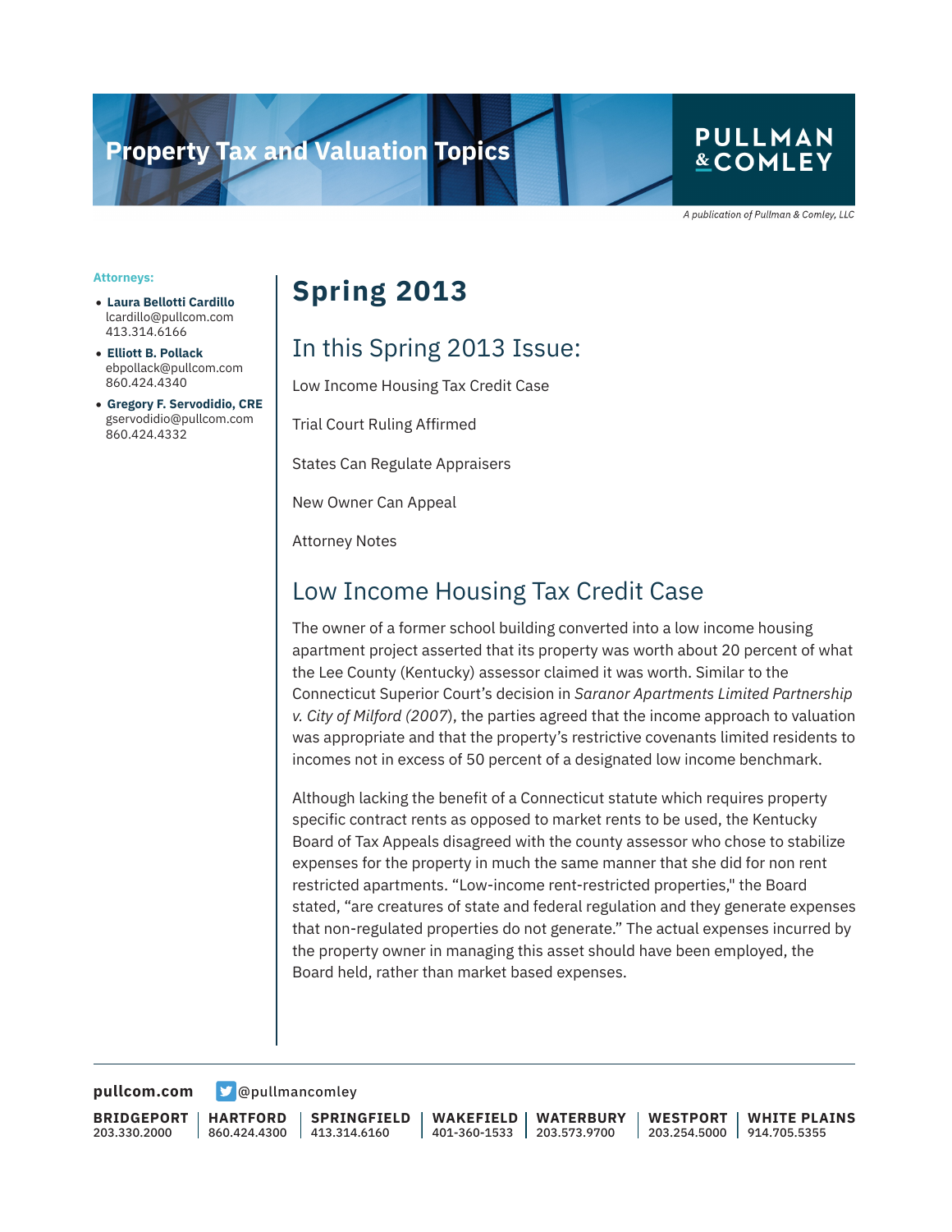# Property Tax and Valuation Topics

PULLMAN & COMLEY

*A publication of Pullman & Comley, LLC*

**Attorneys:**

- **Laura Bellotti Cardillo**
  lcardillo@pullcom.com
  413.314.6166
- **Elliott B. Pollack**
  ebpollack@pullcom.com
  860.424.4340
- **Gregory F. Servodidio, CRE**
  gservodidio@pullcom.com
  860.424.4332

# Spring 2013

## In this Spring 2013 Issue:

Low Income Housing Tax Credit Case

Trial Court Ruling Affirmed

States Can Regulate Appraisers

New Owner Can Appeal

Attorney Notes

## Low Income Housing Tax Credit Case

The owner of a former school building converted into a low income housing apartment project asserted that its property was worth about 20 percent of what the Lee County (Kentucky) assessor claimed it was worth. Similar to the Connecticut Superior Court's decision in *Saranor Apartments Limited Partnership v. City of Milford (2007)*, the parties agreed that the income approach to valuation was appropriate and that the property's restrictive covenants limited residents to incomes not in excess of 50 percent of a designated low income benchmark.

Although lacking the benefit of a Connecticut statute which requires property specific contract rents as opposed to market rents to be used, the Kentucky Board of Tax Appeals disagreed with the county assessor who chose to stabilize expenses for the property in much the same manner that she did for non rent restricted apartments. "Low-income rent-restricted properties," the Board stated, "are creatures of state and federal regulation and they generate expenses that non-regulated properties do not generate." The actual expenses incurred by the property owner in managing this asset should have been employed, the Board held, rather than market based expenses.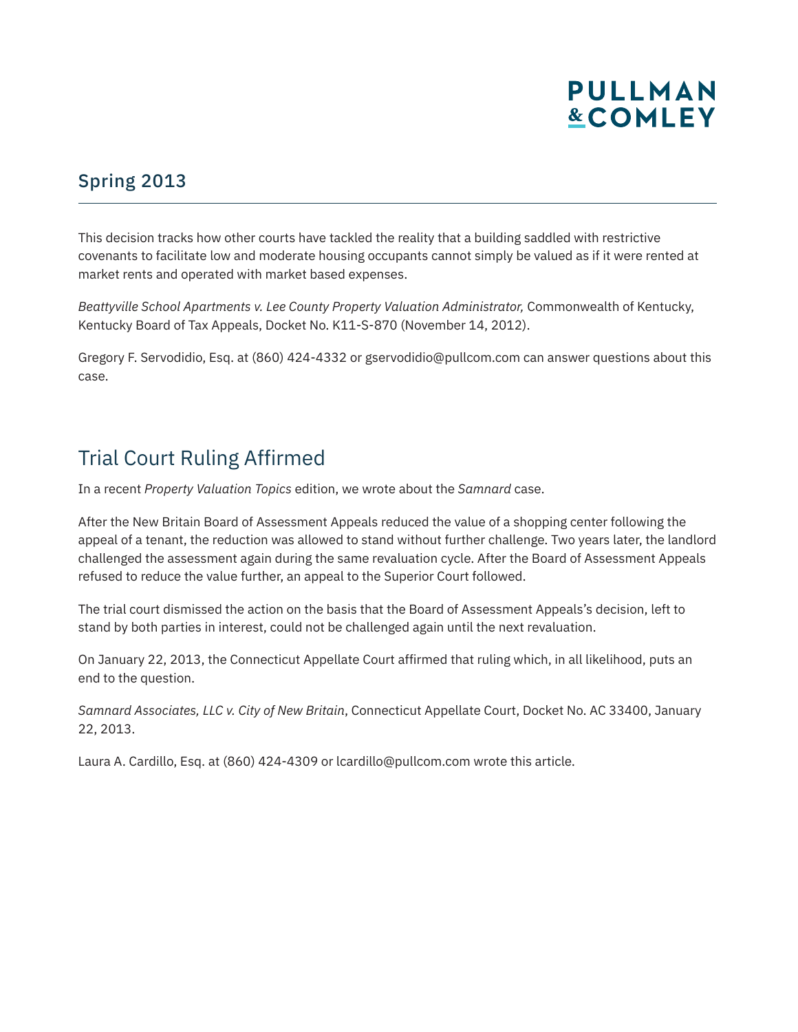## Spring 2013

This decision tracks how other courts have tackled the reality that a building saddled with restrictive covenants to facilitate low and moderate housing occupants cannot simply be valued as if it were rented at market rents and operated with market based expenses.

*Beattyville School Apartments v. Lee County Property Valuation Administrator,* Commonwealth of Kentucky, Kentucky Board of Tax Appeals, Docket No. K11-S-870 (November 14, 2012).

Gregory F. Servodidio, Esq. at (860) 424-4332 or gservodidio@pullcom.com can answer questions about this case.

# Trial Court Ruling Affirmed

In a recent *Property Valuation Topics* edition, we wrote about the *Samnard* case.

After the New Britain Board of Assessment Appeals reduced the value of a shopping center following the appeal of a tenant, the reduction was allowed to stand without further challenge. Two years later, the landlord challenged the assessment again during the same revaluation cycle. After the Board of Assessment Appeals refused to reduce the value further, an appeal to the Superior Court followed.

The trial court dismissed the action on the basis that the Board of Assessment Appeals's decision, left to stand by both parties in interest, could not be challenged again until the next revaluation.

On January 22, 2013, the Connecticut Appellate Court affirmed that ruling which, in all likelihood, puts an end to the question.

*Samnard Associates, LLC v. City of New Britain*, Connecticut Appellate Court, Docket No. AC 33400, January 22, 2013.

Laura A. Cardillo, Esq. at (860) 424-4309 or lcardillo@pullcom.com wrote this article.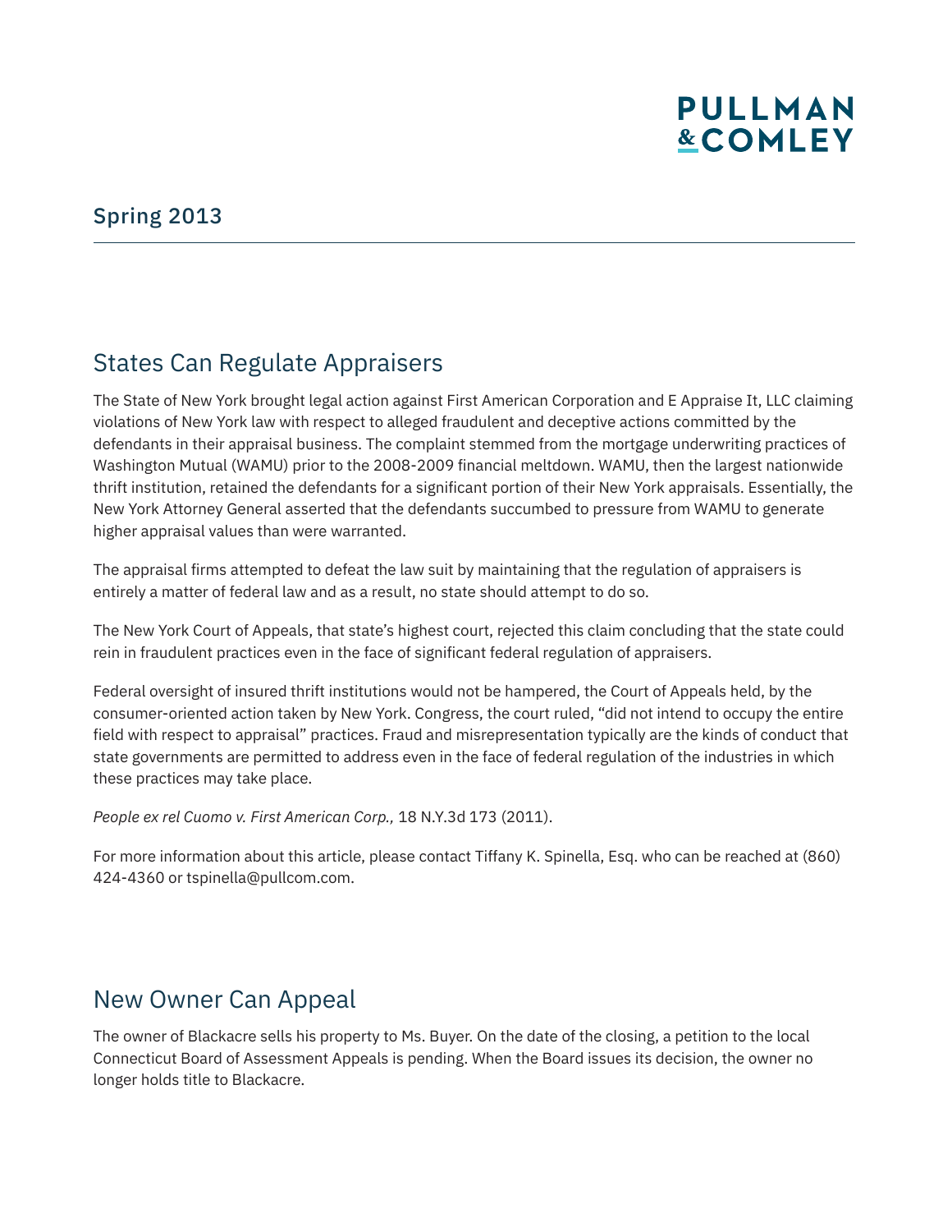## Spring 2013

## States Can Regulate Appraisers

The State of New York brought legal action against First American Corporation and E Appraise It, LLC claiming violations of New York law with respect to alleged fraudulent and deceptive actions committed by the defendants in their appraisal business. The complaint stemmed from the mortgage underwriting practices of Washington Mutual (WAMU) prior to the 2008-2009 financial meltdown. WAMU, then the largest nationwide thrift institution, retained the defendants for a significant portion of their New York appraisals. Essentially, the New York Attorney General asserted that the defendants succumbed to pressure from WAMU to generate higher appraisal values than were warranted.

The appraisal firms attempted to defeat the law suit by maintaining that the regulation of appraisers is entirely a matter of federal law and as a result, no state should attempt to do so.

The New York Court of Appeals, that state's highest court, rejected this claim concluding that the state could rein in fraudulent practices even in the face of significant federal regulation of appraisers.

Federal oversight of insured thrift institutions would not be hampered, the Court of Appeals held, by the consumer-oriented action taken by New York. Congress, the court ruled, "did not intend to occupy the entire field with respect to appraisal" practices. Fraud and misrepresentation typically are the kinds of conduct that state governments are permitted to address even in the face of federal regulation of the industries in which these practices may take place.

*People ex rel Cuomo v. First American Corp.,* 18 N.Y.3d 173 (2011).

For more information about this article, please contact Tiffany K. Spinella, Esq. who can be reached at (860) 424-4360 or tspinella@pullcom.com.

## New Owner Can Appeal

The owner of Blackacre sells his property to Ms. Buyer. On the date of the closing, a petition to the local Connecticut Board of Assessment Appeals is pending. When the Board issues its decision, the owner no longer holds title to Blackacre.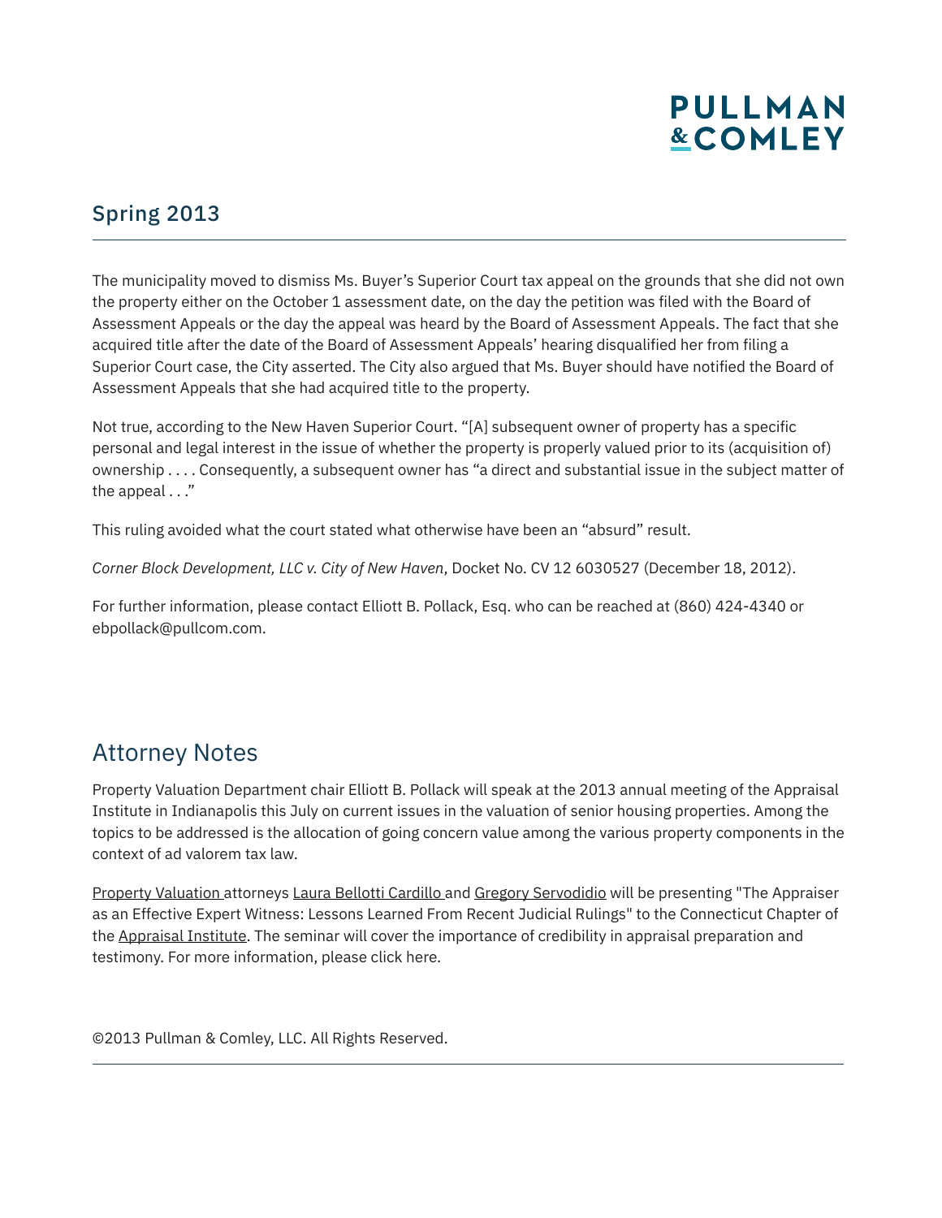## Spring 2013

The municipality moved to dismiss Ms. Buyer's Superior Court tax appeal on the grounds that she did not own the property either on the October 1 assessment date, on the day the petition was filed with the Board of Assessment Appeals or the day the appeal was heard by the Board of Assessment Appeals. The fact that she acquired title after the date of the Board of Assessment Appeals' hearing disqualified her from filing a Superior Court case, the City asserted. The City also argued that Ms. Buyer should have notified the Board of Assessment Appeals that she had acquired title to the property.

Not true, according to the New Haven Superior Court. "[A] subsequent owner of property has a specific personal and legal interest in the issue of whether the property is properly valued prior to its (acquisition of) ownership . . . . Consequently, a subsequent owner has "a direct and substantial issue in the subject matter of the appeal . . ."

This ruling avoided what the court stated what otherwise have been an "absurd" result.

*Corner Block Development, LLC v. City of New Haven*, Docket No. CV 12 6030527 (December 18, 2012).

For further information, please contact Elliott B. Pollack, Esq. who can be reached at (860) 424-4340 or ebpollack@pullcom.com.

## Attorney Notes

Property Valuation Department chair Elliott B. Pollack will speak at the 2013 annual meeting of the Appraisal Institute in Indianapolis this July on current issues in the valuation of senior housing properties. Among the topics to be addressed is the allocation of going concern value among the various property components in the context of ad valorem tax law.

Property Valuation attorneys Laura Bellotti Cardillo and Gregory Servodidio will be presenting "The Appraiser as an Effective Expert Witness: Lessons Learned From Recent Judicial Rulings" to the Connecticut Chapter of the Appraisal Institute. The seminar will cover the importance of credibility in appraisal preparation and testimony. For more information, please click here.

©2013 Pullman & Comley, LLC. All Rights Reserved.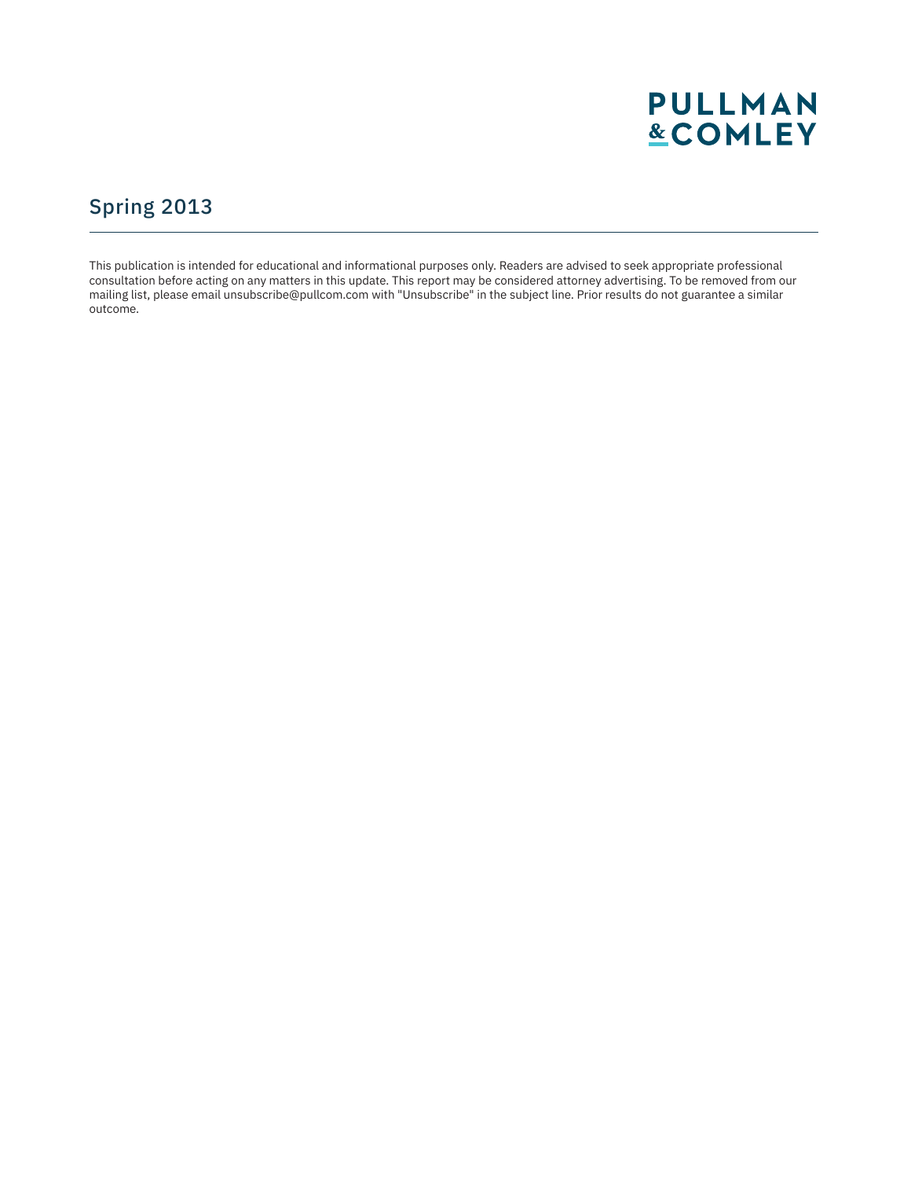PULLMAN & COMLEY

## Spring 2013

---

This publication is intended for educational and informational purposes only. Readers are advised to seek appropriate professional consultation before acting on any matters in this update. This report may be considered attorney advertising. To be removed from our mailing list, please email unsubscribe@pullcom.com with "Unsubscribe" in the subject line. Prior results do not guarantee a similar outcome.